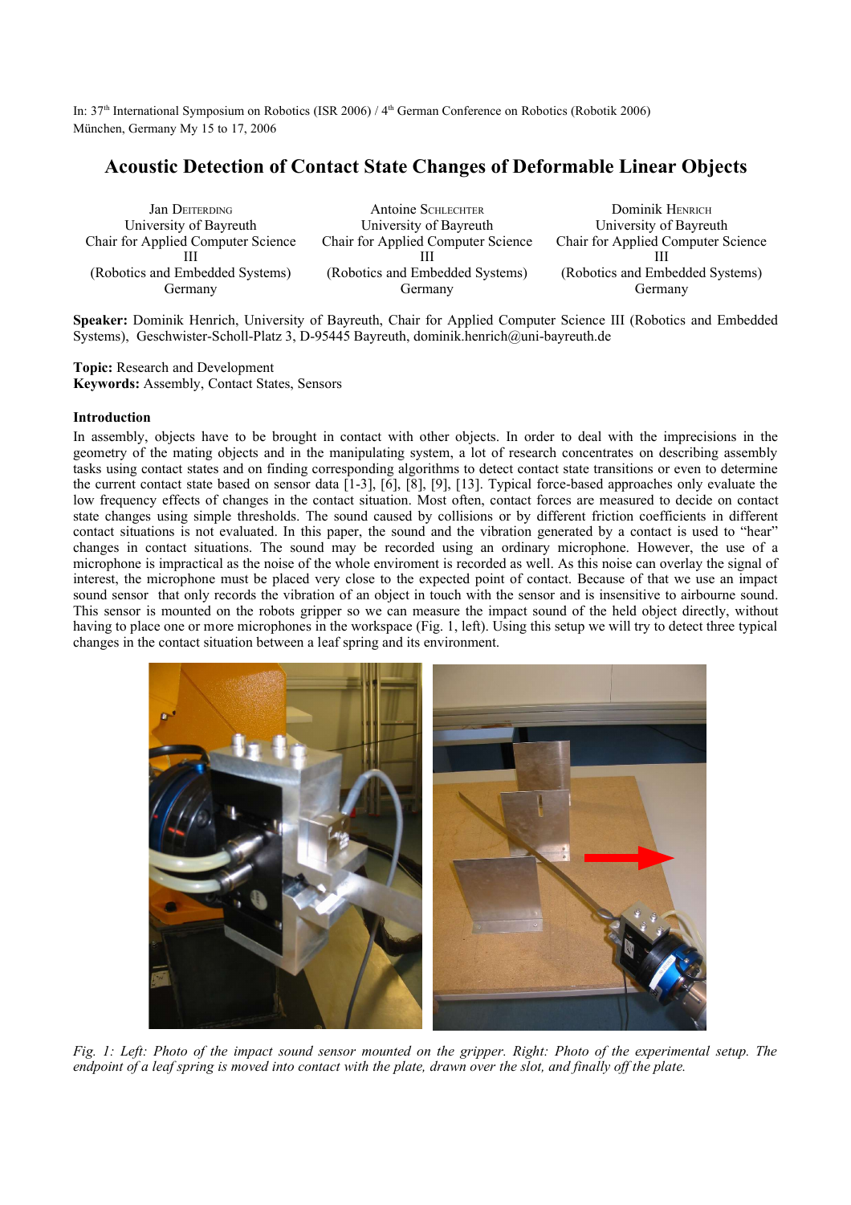In: 37th International Symposium on Robotics (ISR 2006) / 4th German Conference on Robotics (Robotik 2006)
München, Germany My 15 to 17, 2006

# Acoustic Detection of Contact State Changes of Deformable Linear Objects

Jan Deiterding
University of Bayreuth
Chair for Applied Computer Science III
(Robotics and Embedded Systems)
Germany

Antoine Schlechter
University of Bayreuth
Chair for Applied Computer Science III
(Robotics and Embedded Systems)
Germany

Dominik Henrich
University of Bayreuth
Chair for Applied Computer Science III
(Robotics and Embedded Systems)
Germany

**Speaker:** Dominik Henrich, University of Bayreuth, Chair for Applied Computer Science III (Robotics and Embedded Systems), Geschwister-Scholl-Platz 3, D-95445 Bayreuth, dominik.henrich@uni-bayreuth.de

**Topic:** Research and Development
**Keywords:** Assembly, Contact States, Sensors

## Introduction

In assembly, objects have to be brought in contact with other objects. In order to deal with the imprecisions in the geometry of the mating objects and in the manipulating system, a lot of research concentrates on describing assembly tasks using contact states and on finding corresponding algorithms to detect contact state transitions or even to determine the current contact state based on sensor data [1-3], [6], [8], [9], [13]. Typical force-based approaches only evaluate the low frequency effects of changes in the contact situation. Most often, contact forces are measured to decide on contact state changes using simple thresholds. The sound caused by collisions or by different friction coefficients in different contact situations is not evaluated. In this paper, the sound and the vibration generated by a contact is used to "hear" changes in contact situations. The sound may be recorded using an ordinary microphone. However, the use of a microphone is impractical as the noise of the whole enviroment is recorded as well. As this noise can overlay the signal of interest, the microphone must be placed very close to the expected point of contact. Because of that we use an impact sound sensor that only records the vibration of an object in touch with the sensor and is insensitive to airbourne sound. This sensor is mounted on the robots gripper so we can measure the impact sound of the held object directly, without having to place one or more microphones in the workspace (Fig. 1, left). Using this setup we will try to detect three typical changes in the contact situation between a leaf spring and its environment.

*Fig. 1: Left: Photo of the impact sound sensor mounted on the gripper. Right: Photo of the experimental setup. The endpoint of a leaf spring is moved into contact with the plate, drawn over the slot, and finally off the plate.*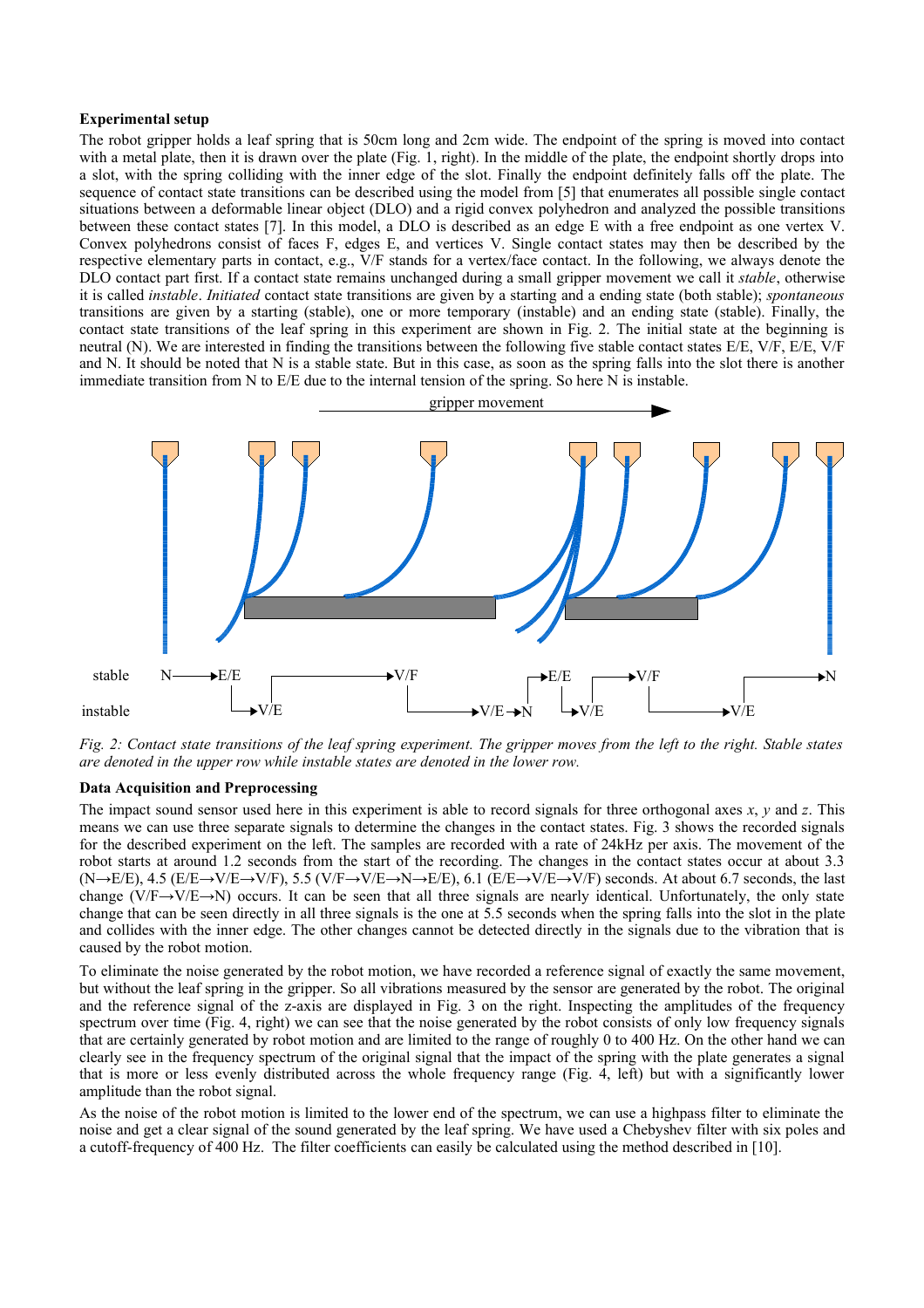**Experimental setup**

The robot gripper holds a leaf spring that is 50cm long and 2cm wide. The endpoint of the spring is moved into contact with a metal plate, then it is drawn over the plate (Fig. 1, right). In the middle of the plate, the endpoint shortly drops into a slot, with the spring colliding with the inner edge of the slot. Finally the endpoint definitely falls off the plate. The sequence of contact state transitions can be described using the model from [5] that enumerates all possible single contact situations between a deformable linear object (DLO) and a rigid convex polyhedron and analyzed the possible transitions between these contact states [7]. In this model, a DLO is described as an edge E with a free endpoint as one vertex V. Convex polyhedrons consist of faces F, edges E, and vertices V. Single contact states may then be described by the respective elementary parts in contact, e.g., V/F stands for a vertex/face contact. In the following, we always denote the DLO contact part first. If a contact state remains unchanged during a small gripper movement we call it *stable*, otherwise it is called *instable*. *Initiated* contact state transitions are given by a starting and a ending state (both stable); *spontaneous* transitions are given by a starting (stable), one or more temporary (instable) and an ending state (stable). Finally, the contact state transitions of the leaf spring in this experiment are shown in Fig. 2. The initial state at the beginning is neutral (N). We are interested in finding the transitions between the following five stable contact states E/E, V/F, E/E, V/F and N. It should be noted that N is a stable state. But in this case, as soon as the spring falls into the slot there is another immediate transition from N to E/E due to the internal tension of the spring. So here N is instable.

*Fig. 2: Contact state transitions of the leaf spring experiment. The gripper moves from the left to the right. Stable states are denoted in the upper row while instable states are denoted in the lower row.*

**Data Acquisition and Preprocessing**

The impact sound sensor used here in this experiment is able to record signals for three orthogonal axes *x*, *y* and *z*. This means we can use three separate signals to determine the changes in the contact states. Fig. 3 shows the recorded signals for the described experiment on the left. The samples are recorded with a rate of 24kHz per axis. The movement of the robot starts at around 1.2 seconds from the start of the recording. The changes in the contact states occur at about 3.3 (N→E/E), 4.5 (E/E→V/E→V/F), 5.5 (V/F→V/E→N→E/E), 6.1 (E/E→V/E→V/F) seconds. At about 6.7 seconds, the last change (V/F→V/E→N) occurs. It can be seen that all three signals are nearly identical. Unfortunately, the only state change that can be seen directly in all three signals is the one at 5.5 seconds when the spring falls into the slot in the plate and collides with the inner edge. The other changes cannot be detected directly in the signals due to the vibration that is caused by the robot motion.

To eliminate the noise generated by the robot motion, we have recorded a reference signal of exactly the same movement, but without the leaf spring in the gripper. So all vibrations measured by the sensor are generated by the robot. The original and the reference signal of the z-axis are displayed in Fig. 3 on the right. Inspecting the amplitudes of the frequency spectrum over time (Fig. 4, right) we can see that the noise generated by the robot consists of only low frequency signals that are certainly generated by robot motion and are limited to the range of roughly 0 to 400 Hz. On the other hand we can clearly see in the frequency spectrum of the original signal that the impact of the spring with the plate generates a signal that is more or less evenly distributed across the whole frequency range (Fig. 4, left) but with a significantly lower amplitude than the robot signal.

As the noise of the robot motion is limited to the lower end of the spectrum, we can use a highpass filter to eliminate the noise and get a clear signal of the sound generated by the leaf spring. We have used a Chebyshev filter with six poles and a cutoff-frequency of 400 Hz. The filter coefficients can easily be calculated using the method described in [10].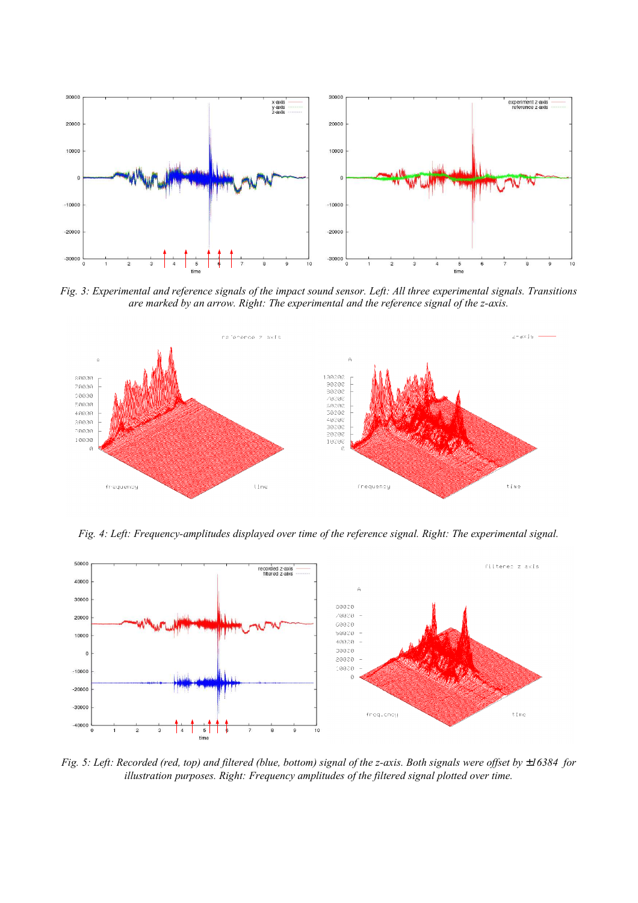*Fig. 3: Experimental and reference signals of the impact sound sensor. Left: All three experimental signals. Transitions are marked by an arrow. Right: The experimental and the reference signal of the z-axis.*

*Fig. 4: Left: Frequency-amplitudes displayed over time of the reference signal. Right: The experimental signal.*

*Fig. 5: Left: Recorded (red, top) and filtered (blue, bottom) signal of the z-axis. Both signals were offset by ±16384 for illustration purposes. Right: Frequency amplitudes of the filtered signal plotted over time.*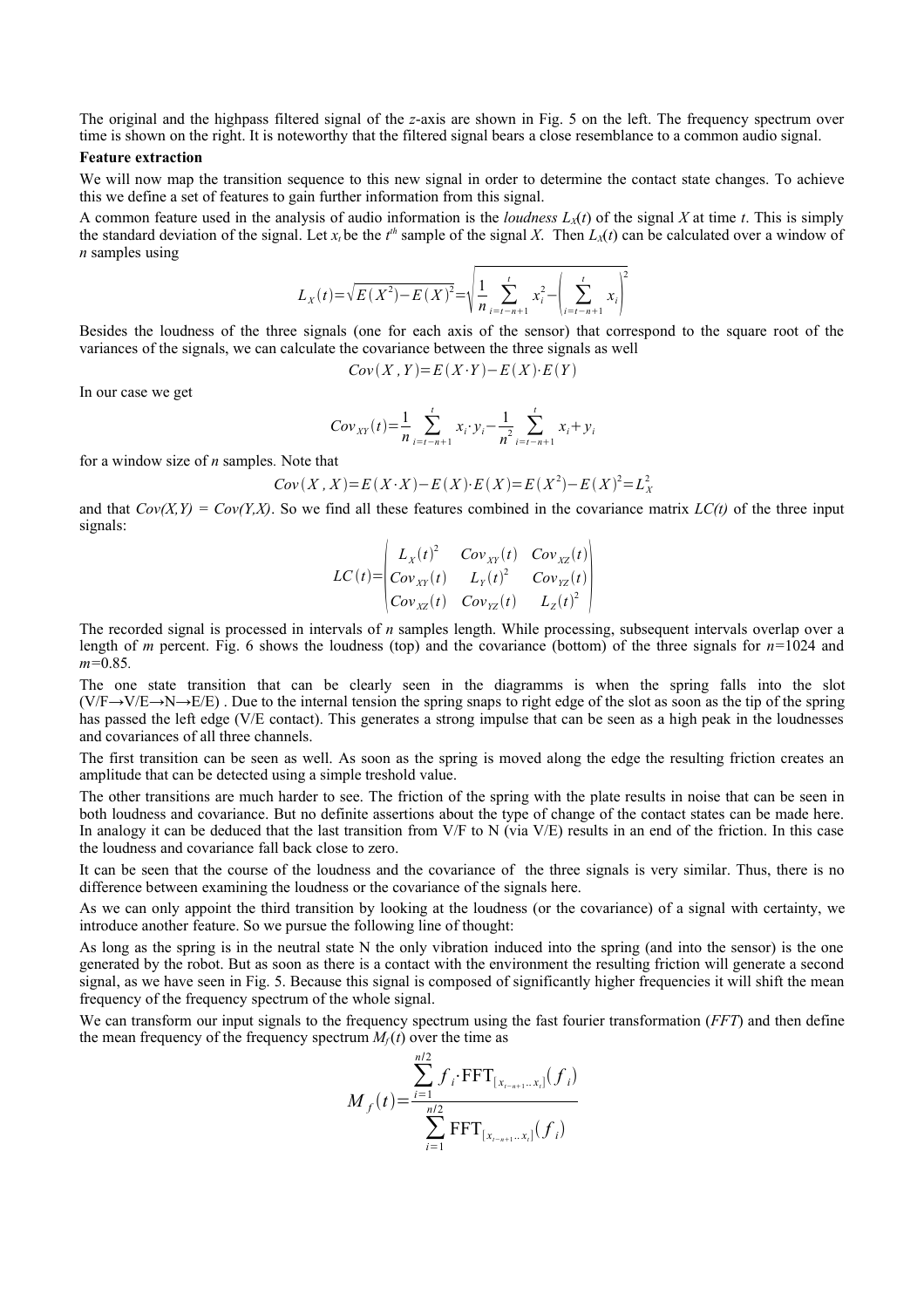The original and the highpass filtered signal of the *z*-axis are shown in Fig. 5 on the left. The frequency spectrum over time is shown on the right. It is noteworthy that the filtered signal bears a close resemblance to a common audio signal.

**Feature extraction**

We will now map the transition sequence to this new signal in order to determine the contact state changes. To achieve this we define a set of features to gain further information from this signal.

A common feature used in the analysis of audio information is the *loudness* $L_X(t)$ of the signal $X$ at time $t$. This is simply the standard deviation of the signal. Let $x_t$ be the $t^{th}$ sample of the signal $X$. Then $L_X(t)$ can be calculated over a window of $n$ samples using

$$L_X(t) = \sqrt{E(X^2) - E(X)^2} = \sqrt{\frac{1}{n} \sum_{i=t-n+1}^{t} x_i^2 - \left( \sum_{i=t-n+1}^{t} x_i \right)^2}$$

Besides the loudness of the three signals (one for each axis of the sensor) that correspond to the square root of the variances of the signals, we can calculate the covariance between the three signals as well

$$Cov(X, Y) = E(X \cdot Y) - E(X) \cdot E(Y)$$

In our case we get

$$Cov_{XY}(t) = \frac{1}{n} \sum_{i=t-n+1}^{t} x_i \cdot y_i - \frac{1}{n^2} \sum_{i=t-n+1}^{t} x_i + y_i$$

for a window size of $n$ samples. Note that

$$Cov(X, X) = E(X \cdot X) - E(X) \cdot E(X) = E(X^2) - E(X)^2 = L_X^2$$

and that $Cov(X,Y) = Cov(Y,X)$. So we find all these features combined in the covariance matrix $LC(t)$ of the three input signals:

$$LC(t) = \begin{pmatrix} L_X(t)^2 & Cov_{XY}(t) & Cov_{XZ}(t) \\ Cov_{XY}(t) & L_Y(t)^2 & Cov_{YZ}(t) \\ Cov_{XZ}(t) & Cov_{YZ}(t) & L_Z(t)^2 \end{pmatrix}$$

The recorded signal is processed in intervals of $n$ samples length. While processing, subsequent intervals overlap over a length of $m$ percent. Fig. 6 shows the loudness (top) and the covariance (bottom) of the three signals for $n$=1024 and $m$=0.85.

The one state transition that can be clearly seen in the diagramms is when the spring falls into the slot (V/F→V/E→N→E/E) . Due to the internal tension the spring snaps to right edge of the slot as soon as the tip of the spring has passed the left edge (V/E contact). This generates a strong impulse that can be seen as a high peak in the loudnesses and covariances of all three channels.

The first transition can be seen as well. As soon as the spring is moved along the edge the resulting friction creates an amplitude that can be detected using a simple treshold value.

The other transitions are much harder to see. The friction of the spring with the plate results in noise that can be seen in both loudness and covariance. But no definite assertions about the type of change of the contact states can be made here. In analogy it can be deduced that the last transition from V/F to N (via V/E) results in an end of the friction. In this case the loudness and covariance fall back close to zero.

It can be seen that the course of the loudness and the covariance of the three signals is very similar. Thus, there is no difference between examining the loudness or the covariance of the signals here.

As we can only appoint the third transition by looking at the loudness (or the covariance) of a signal with certainty, we introduce another feature. So we pursue the following line of thought:

As long as the spring is in the neutral state N the only vibration induced into the spring (and into the sensor) is the one generated by the robot. But as soon as there is a contact with the environment the resulting friction will generate a second signal, as we have seen in Fig. 5. Because this signal is composed of significantly higher frequencies it will shift the mean frequency of the frequency spectrum of the whole signal.

We can transform our input signals to the frequency spectrum using the fast fourier transformation (*FFT*) and then define the mean frequency of the frequency spectrum $M_f(t)$ over the time as

$$M_f(t) = \frac{\sum_{i=1}^{n/2} f_i \cdot \mathrm{FFT}_{[x_{t-n+1} .. x_t]}(f_i)}{\sum_{i=1}^{n/2} \mathrm{FFT}_{[x_{t-n+1} .. x_t]}(f_i)}$$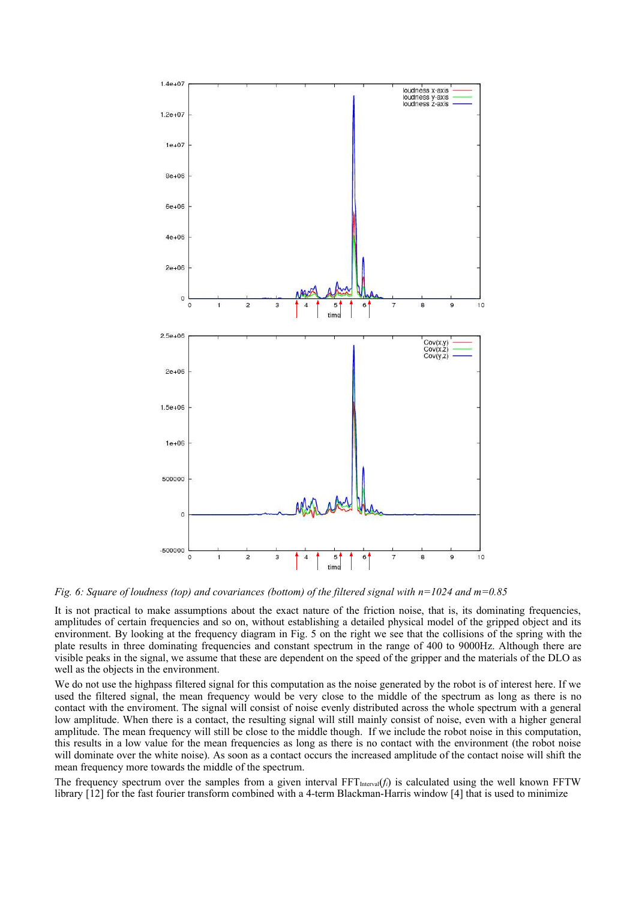*Fig. 6: Square of loudness (top) and covariances (bottom) of the filtered signal with n=1024 and m=0.85*

It is not practical to make assumptions about the exact nature of the friction noise, that is, its dominating frequencies, amplitudes of certain frequencies and so on, without establishing a detailed physical model of the gripped object and its environment. By looking at the frequency diagram in Fig. 5 on the right we see that the collisions of the spring with the plate results in three dominating frequencies and constant spectrum in the range of 400 to 9000Hz. Although there are visible peaks in the signal, we assume that these are dependent on the speed of the gripper and the materials of the DLO as well as the objects in the environment.

We do not use the highpass filtered signal for this computation as the noise generated by the robot is of interest here. If we used the filtered signal, the mean frequency would be very close to the middle of the spectrum as long as there is no contact with the enviroment. The signal will consist of noise evenly distributed across the whole spectrum with a general low amplitude. When there is a contact, the resulting signal will still mainly consist of noise, even with a higher general amplitude. The mean frequency will still be close to the middle though. If we include the robot noise in this computation, this results in a low value for the mean frequencies as long as there is no contact with the environment (the robot noise will dominate over the white noise). As soon as a contact occurs the increased amplitude of the contact noise will shift the mean frequency more towards the middle of the spectrum.

The frequency spectrum over the samples from a given interval $FFT_{Interval}(f_i)$ is calculated using the well known FFTW library [12] for the fast fourier transform combined with a 4-term Blackman-Harris window [4] that is used to minimize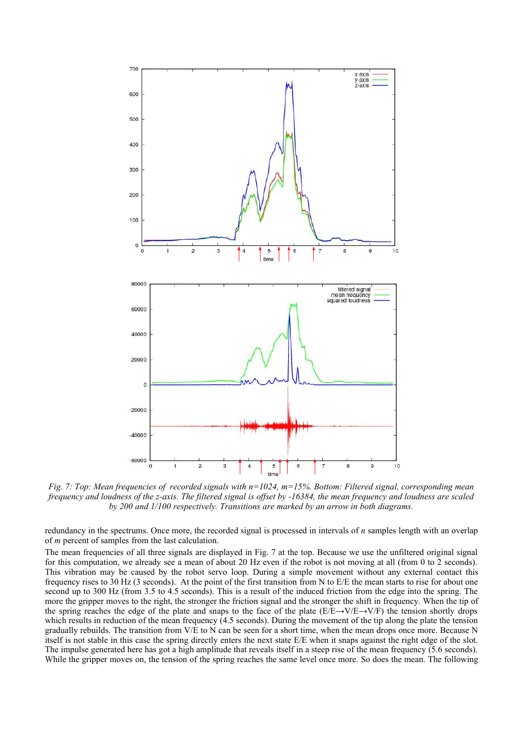*Fig. 7: Top: Mean frequencies of recorded signals with n=1024, m=15%. Bottom: Filtered signal, corresponding mean frequency and loudness of the z-axis. The filtered signal is offset by -16384, the mean frequency and loudness are scaled by 200 and 1/100 respectively. Transitions are marked by an arrow in both diagrams.*

redundancy in the spectrums. Once more, the recorded signal is processed in intervals of *n* samples length with an overlap of *m* percent of samples from the last calculation.

The mean frequencies of all three signals are displayed in Fig. 7 at the top. Because we use the unfiltered original signal for this computation, we already see a mean of about 20 Hz even if the robot is not moving at all (from 0 to 2 seconds). This vibration may be caused by the robot servo loop. During a simple movement without any external contact this frequency rises to 30 Hz (3 seconds). At the point of the first transition from N to E/E the mean starts to rise for about one second up to 300 Hz (from 3.5 to 4.5 seconds). This is a result of the induced friction from the edge into the spring. The more the gripper moves to the right, the stronger the friction signal and the stronger the shift in frequency. When the tip of the spring reaches the edge of the plate and snaps to the face of the plate (E/E→V/E→V/F) the tension shortly drops which results in reduction of the mean frequency (4.5 seconds). During the movement of the tip along the plate the tension gradually rebuilds. The transition from V/E to N can be seen for a short time, when the mean drops once more. Because N itself is not stable in this case the spring directly enters the next state E/E when it snaps against the right edge of the slot. The impulse generated here has got a high amplitude that reveals itself in a steep rise of the mean frequency (5.6 seconds). While the gripper moves on, the tension of the spring reaches the same level once more. So does the mean. The following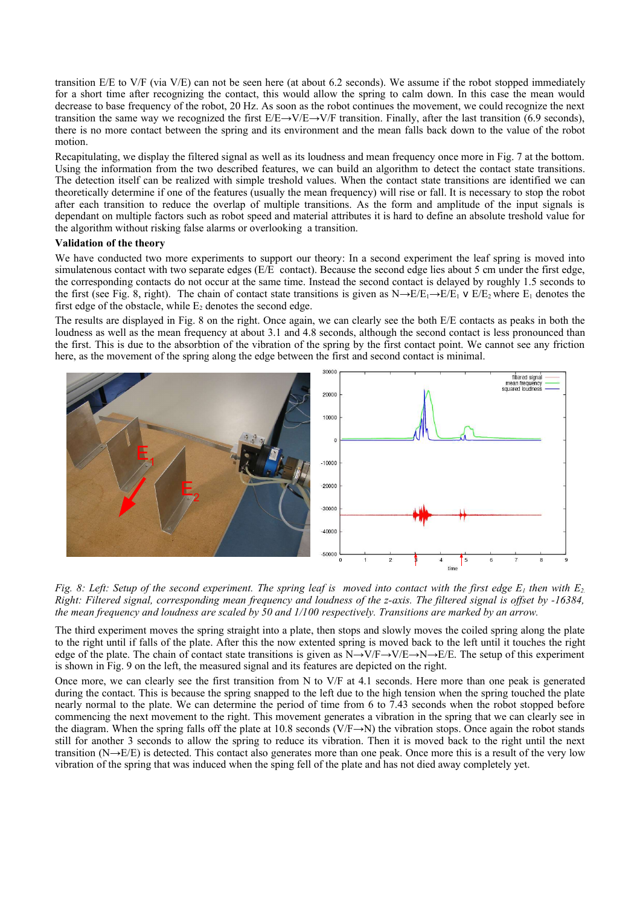transition E/E to V/F (via V/E) can not be seen here (at about 6.2 seconds). We assume if the robot stopped immediately for a short time after recognizing the contact, this would allow the spring to calm down. In this case the mean would decrease to base frequency of the robot, 20 Hz. As soon as the robot continues the movement, we could recognize the next transition the same way we recognized the first E/E→V/E→V/F transition. Finally, after the last transition (6.9 seconds), there is no more contact between the spring and its environment and the mean falls back down to the value of the robot motion.

Recapitulating, we display the filtered signal as well as its loudness and mean frequency once more in Fig. 7 at the bottom. Using the information from the two described features, we can build an algorithm to detect the contact state transitions. The detection itself can be realized with simple treshold values. When the contact state transitions are identified we can theoretically determine if one of the features (usually the mean frequency) will rise or fall. It is necessary to stop the robot after each transition to reduce the overlap of multiple transitions. As the form and amplitude of the input signals is dependant on multiple factors such as robot speed and material attributes it is hard to define an absolute treshold value for the algorithm without risking false alarms or overlooking a transition.

**Validation of the theory**

We have conducted two more experiments to support our theory: In a second experiment the leaf spring is moved into simulatenous contact with two separate edges (E/E contact). Because the second edge lies about 5 cm under the first edge, the corresponding contacts do not occur at the same time. Instead the second contact is delayed by roughly 1.5 seconds to the first (see Fig. 8, right). The chain of contact state transitions is given as N→E/$E_1$→E/$E_1$ ∨ E/$E_2$ where $E_1$ denotes the first edge of the obstacle, while $E_2$ denotes the second edge.

The results are displayed in Fig. 8 on the right. Once again, we can clearly see the both E/E contacts as peaks in both the loudness as well as the mean frequency at about 3.1 and 4.8 seconds, although the second contact is less pronounced than the first. This is due to the absorbtion of the vibration of the spring by the first contact point. We cannot see any friction here, as the movement of the spring along the edge between the first and second contact is minimal.

*Fig. 8: Left: Setup of the second experiment. The spring leaf is moved into contact with the first edge $E_1$ then with $E_2$. Right: Filtered signal, corresponding mean frequency and loudness of the z-axis. The filtered signal is offset by -16384, the mean frequency and loudness are scaled by 50 and 1/100 respectively. Transitions are marked by an arrow.*

The third experiment moves the spring straight into a plate, then stops and slowly moves the coiled spring along the plate to the right until if falls of the plate. After this the now extented spring is moved back to the left until it touches the right edge of the plate. The chain of contact state transitions is given as N→V/F→V/E→N→E/E. The setup of this experiment is shown in Fig. 9 on the left, the measured signal and its features are depicted on the right.

Once more, we can clearly see the first transition from N to V/F at 4.1 seconds. Here more than one peak is generated during the contact. This is because the spring snapped to the left due to the high tension when the spring touched the plate nearly normal to the plate. We can determine the period of time from 6 to 7.43 seconds when the robot stopped before commencing the next movement to the right. This movement generates a vibration in the spring that we can clearly see in the diagram. When the spring falls off the plate at 10.8 seconds (V/F→N) the vibration stops. Once again the robot stands still for another 3 seconds to allow the spring to reduce its vibration. Then it is moved back to the right until the next transition (N→E/E) is detected. This contact also generates more than one peak. Once more this is a result of the very low vibration of the spring that was induced when the sping fell of the plate and has not died away completely yet.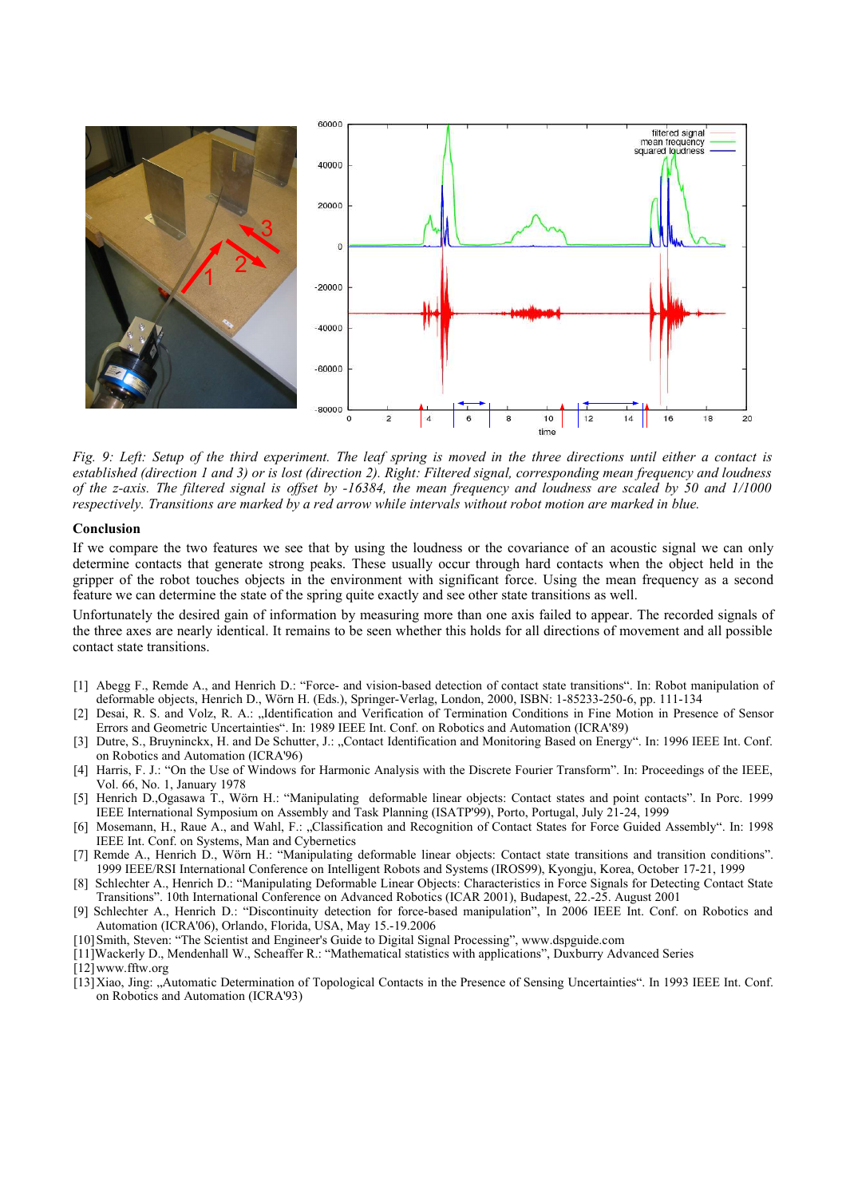60000
40000
20000
0
-20000
-40000
-60000
-80000
0 2 4 6 8 10 12 14 16 18 20
time
filtered signal
mean frequency
squared loudness

*Fig. 9: Left: Setup of the third experiment. The leaf spring is moved in the three directions until either a contact is established (direction 1 and 3) or is lost (direction 2). Right: Filtered signal, corresponding mean frequency and loudness of the z-axis. The filtered signal is offset by -16384, the mean frequency and loudness are scaled by 50 and 1/1000 respectively. Transitions are marked by a red arrow while intervals without robot motion are marked in blue.*

### Conclusion

If we compare the two features we see that by using the loudness or the covariance of an acoustic signal we can only determine contacts that generate strong peaks. These usually occur through hard contacts when the object held in the gripper of the robot touches objects in the environment with significant force. Using the mean frequency as a second feature we can determine the state of the spring quite exactly and see other state transitions as well.

Unfortunately the desired gain of information by measuring more than one axis failed to appear. The recorded signals of the three axes are nearly identical. It remains to be seen whether this holds for all directions of movement and all possible contact state transitions.

[1] Abegg F., Remde A., and Henrich D.: "Force- and vision-based detection of contact state transitions". In: Robot manipulation of deformable objects, Henrich D., Wörn H. (Eds.), Springer-Verlag, London, 2000, ISBN: 1-85233-250-6, pp. 111-134

[2] Desai, R. S. and Volz, R. A.: „Identification and Verification of Termination Conditions in Fine Motion in Presence of Sensor Errors and Geometric Uncertainties". In: 1989 IEEE Int. Conf. on Robotics and Automation (ICRA'89)

[3] Dutre, S., Bruyninckx, H. and De Schutter, J.: „Contact Identification and Monitoring Based on Energy". In: 1996 IEEE Int. Conf. on Robotics and Automation (ICRA'96)

[4] Harris, F. J.: "On the Use of Windows for Harmonic Analysis with the Discrete Fourier Transform". In: Proceedings of the IEEE, Vol. 66, No. 1, January 1978

[5] Henrich D.,Ogasawa T., Wörn H.: "Manipulating deformable linear objects: Contact states and point contacts". In Porc. 1999 IEEE International Symposium on Assembly and Task Planning (ISATP'99), Porto, Portugal, July 21-24, 1999

[6] Mosemann, H., Raue A., and Wahl, F.: „Classification and Recognition of Contact States for Force Guided Assembly". In: 1998 IEEE Int. Conf. on Systems, Man and Cybernetics

[7] Remde A., Henrich D., Wörn H.: "Manipulating deformable linear objects: Contact state transitions and transition conditions". 1999 IEEE/RSI International Conference on Intelligent Robots and Systems (IROS99), Kyongju, Korea, October 17-21, 1999

[8] Schlechter A., Henrich D.: "Manipulating Deformable Linear Objects: Characteristics in Force Signals for Detecting Contact State Transitions". 10th International Conference on Advanced Robotics (ICAR 2001), Budapest, 22.-25. August 2001

[9] Schlechter A., Henrich D.: "Discontinuity detection for force-based manipulation", In 2006 IEEE Int. Conf. on Robotics and Automation (ICRA'06), Orlando, Florida, USA, May 15.-19.2006

[10] Smith, Steven: "The Scientist and Engineer's Guide to Digital Signal Processing", www.dspguide.com

[11] Wackerly D., Mendenhall W., Scheaffer R.: "Mathematical statistics with applications", Duxburry Advanced Series

[12] www.fftw.org

[13] Xiao, Jing: „Automatic Determination of Topological Contacts in the Presence of Sensing Uncertainties". In 1993 IEEE Int. Conf. on Robotics and Automation (ICRA'93)